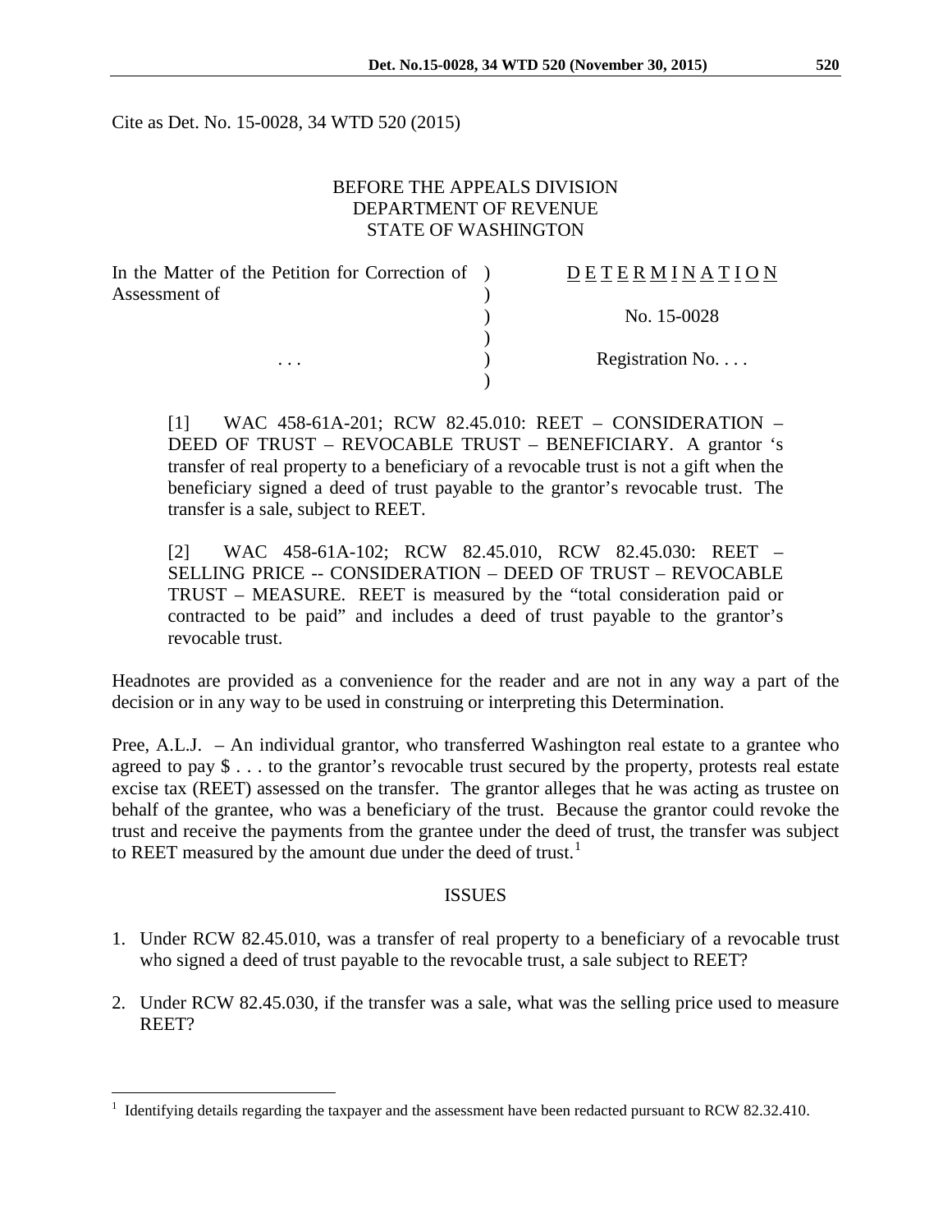Cite as Det. No. 15-0028, 34 WTD 520 (2015)

BEFORE THE APPEALS DIVISION
DEPARTMENT OF REVENUE
STATE OF WASHINGTON

| | | |
|---|---|---|
| In the Matter of the Petition for Correction of Assessment of | ) | D E T E R M I N A T I O N |
| | ) | No. 15-0028 |
| . . . | ) | Registration No. . . . |

> [1] WAC 458-61A-201; RCW 82.45.010: REET – CONSIDERATION – DEED OF TRUST – REVOCABLE TRUST – BENEFICIARY. A grantor 's transfer of real property to a beneficiary of a revocable trust is not a gift when the beneficiary signed a deed of trust payable to the grantor's revocable trust. The transfer is a sale, subject to REET.
>
> [2] WAC 458-61A-102; RCW 82.45.010, RCW 82.45.030: REET – SELLING PRICE -- CONSIDERATION – DEED OF TRUST – REVOCABLE TRUST – MEASURE. REET is measured by the "total consideration paid or contracted to be paid" and includes a deed of trust payable to the grantor's revocable trust.

Headnotes are provided as a convenience for the reader and are not in any way a part of the decision or in any way to be used in construing or interpreting this Determination.

Pree, A.L.J. – An individual grantor, who transferred Washington real estate to a grantee who agreed to pay $ . . . to the grantor's revocable trust secured by the property, protests real estate excise tax (REET) assessed on the transfer. The grantor alleges that he was acting as trustee on behalf of the grantee, who was a beneficiary of the trust. Because the grantor could revoke the trust and receive the payments from the grantee under the deed of trust, the transfer was subject to REET measured by the amount due under the deed of trust.[1]

## ISSUES

1. Under RCW 82.45.010, was a transfer of real property to a beneficiary of a revocable trust who signed a deed of trust payable to the revocable trust, a sale subject to REET?

2. Under RCW 82.45.030, if the transfer was a sale, what was the selling price used to measure REET?

[1] Identifying details regarding the taxpayer and the assessment have been redacted pursuant to RCW 82.32.410.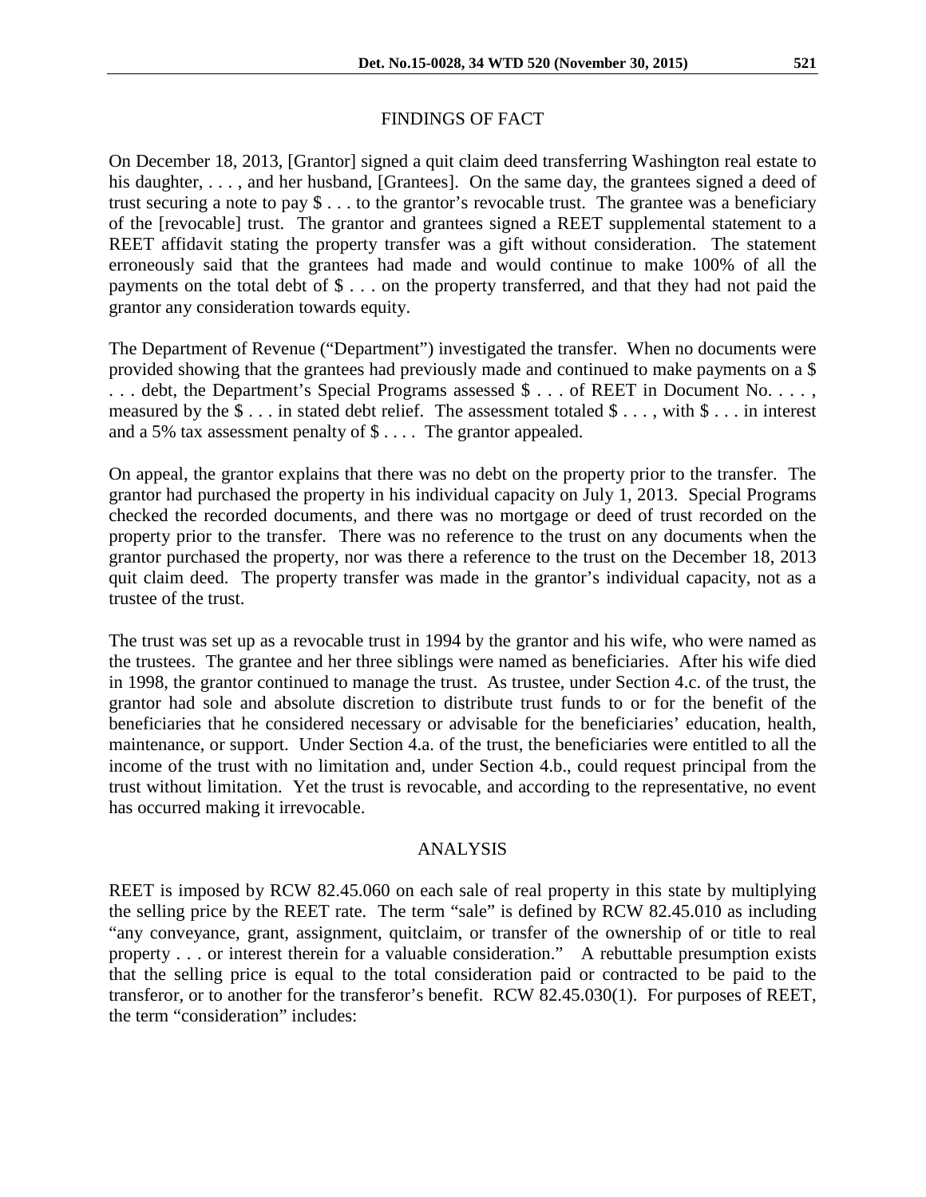## FINDINGS OF FACT

On December 18, 2013, [Grantor] signed a quit claim deed transferring Washington real estate to his daughter, . . . , and her husband, [Grantees]. On the same day, the grantees signed a deed of trust securing a note to pay $ . . . to the grantor's revocable trust. The grantee was a beneficiary of the [revocable] trust. The grantor and grantees signed a REET supplemental statement to a REET affidavit stating the property transfer was a gift without consideration. The statement erroneously said that the grantees had made and would continue to make 100% of all the payments on the total debt of $ . . . on the property transferred, and that they had not paid the grantor any consideration towards equity.

The Department of Revenue ("Department") investigated the transfer. When no documents were provided showing that the grantees had previously made and continued to make payments on a $ . . . debt, the Department's Special Programs assessed $ . . . of REET in Document No. . . . , measured by the $ . . . in stated debt relief. The assessment totaled $ . . . , with $ . . . in interest and a 5% tax assessment penalty of $ . . . . The grantor appealed.

On appeal, the grantor explains that there was no debt on the property prior to the transfer. The grantor had purchased the property in his individual capacity on July 1, 2013. Special Programs checked the recorded documents, and there was no mortgage or deed of trust recorded on the property prior to the transfer. There was no reference to the trust on any documents when the grantor purchased the property, nor was there a reference to the trust on the December 18, 2013 quit claim deed. The property transfer was made in the grantor's individual capacity, not as a trustee of the trust.

The trust was set up as a revocable trust in 1994 by the grantor and his wife, who were named as the trustees. The grantee and her three siblings were named as beneficiaries. After his wife died in 1998, the grantor continued to manage the trust. As trustee, under Section 4.c. of the trust, the grantor had sole and absolute discretion to distribute trust funds to or for the benefit of the beneficiaries that he considered necessary or advisable for the beneficiaries' education, health, maintenance, or support. Under Section 4.a. of the trust, the beneficiaries were entitled to all the income of the trust with no limitation and, under Section 4.b., could request principal from the trust without limitation. Yet the trust is revocable, and according to the representative, no event has occurred making it irrevocable.

## ANALYSIS

REET is imposed by RCW 82.45.060 on each sale of real property in this state by multiplying the selling price by the REET rate. The term "sale" is defined by RCW 82.45.010 as including "any conveyance, grant, assignment, quitclaim, or transfer of the ownership of or title to real property . . . or interest therein for a valuable consideration." A rebuttable presumption exists that the selling price is equal to the total consideration paid or contracted to be paid to the transferor, or to another for the transferor's benefit. RCW 82.45.030(1). For purposes of REET, the term "consideration" includes: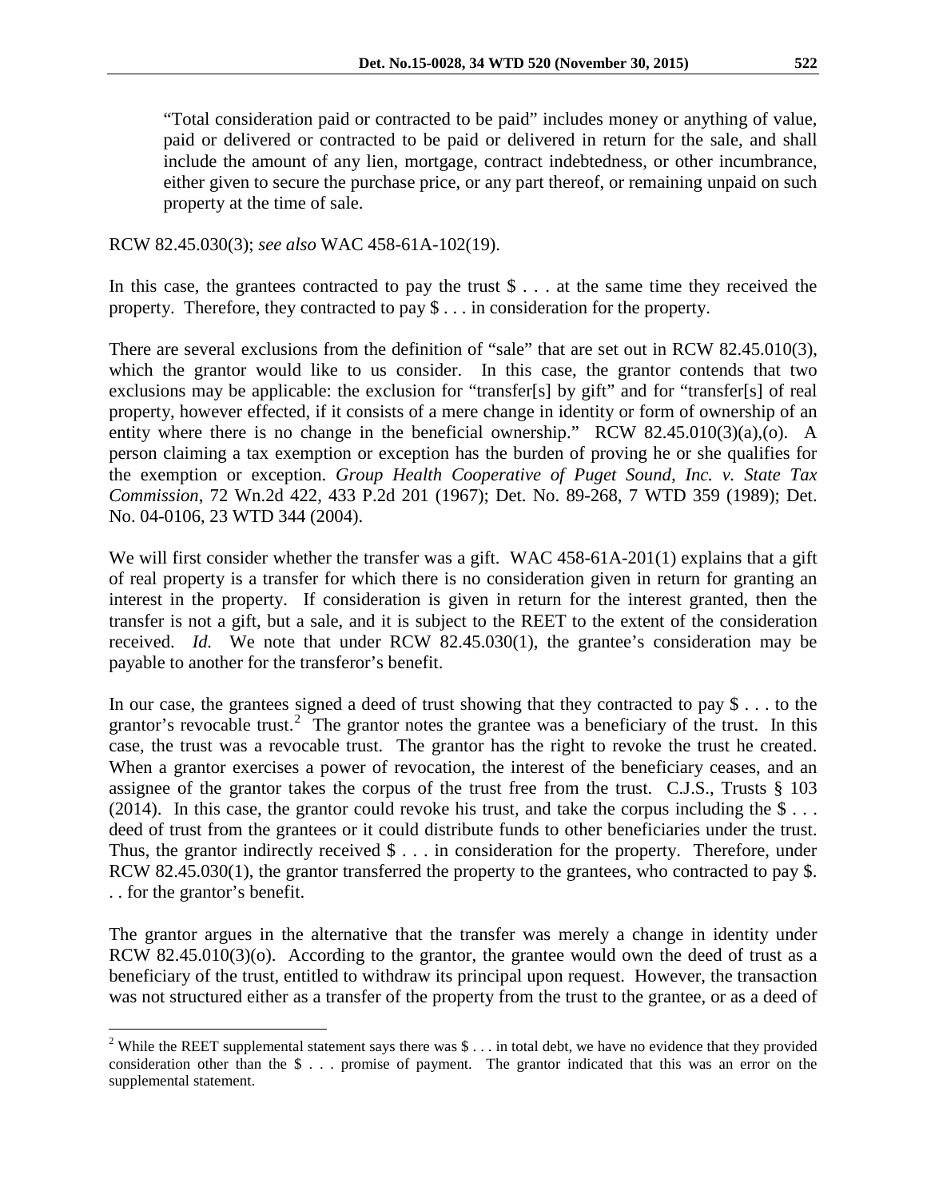> "Total consideration paid or contracted to be paid" includes money or anything of value, paid or delivered or contracted to be paid or delivered in return for the sale, and shall include the amount of any lien, mortgage, contract indebtedness, or other incumbrance, either given to secure the purchase price, or any part thereof, or remaining unpaid on such property at the time of sale.

RCW 82.45.030(3); *see also* WAC 458-61A-102(19).

In this case, the grantees contracted to pay the trust $ . . . at the same time they received the property. Therefore, they contracted to pay $ . . . in consideration for the property.

There are several exclusions from the definition of "sale" that are set out in RCW 82.45.010(3), which the grantor would like to us consider. In this case, the grantor contends that two exclusions may be applicable: the exclusion for "transfer[s] by gift" and for "transfer[s] of real property, however effected, if it consists of a mere change in identity or form of ownership of an entity where there is no change in the beneficial ownership." RCW 82.45.010(3)(a),(o). A person claiming a tax exemption or exception has the burden of proving he or she qualifies for the exemption or exception. *Group Health Cooperative of Puget Sound, Inc. v. State Tax Commission*, 72 Wn.2d 422, 433 P.2d 201 (1967); Det. No. 89-268, 7 WTD 359 (1989); Det. No. 04-0106, 23 WTD 344 (2004).

We will first consider whether the transfer was a gift. WAC 458-61A-201(1) explains that a gift of real property is a transfer for which there is no consideration given in return for granting an interest in the property. If consideration is given in return for the interest granted, then the transfer is not a gift, but a sale, and it is subject to the REET to the extent of the consideration received. *Id.* We note that under RCW 82.45.030(1), the grantee's consideration may be payable to another for the transferor's benefit.

In our case, the grantees signed a deed of trust showing that they contracted to pay $ . . . to the grantor's revocable trust.[2] The grantor notes the grantee was a beneficiary of the trust. In this case, the trust was a revocable trust. The grantor has the right to revoke the trust he created. When a grantor exercises a power of revocation, the interest of the beneficiary ceases, and an assignee of the grantor takes the corpus of the trust free from the trust. C.J.S., Trusts § 103 (2014). In this case, the grantor could revoke his trust, and take the corpus including the $ . . . deed of trust from the grantees or it could distribute funds to other beneficiaries under the trust. Thus, the grantor indirectly received $ . . . in consideration for the property. Therefore, under RCW 82.45.030(1), the grantor transferred the property to the grantees, who contracted to pay $. . . for the grantor's benefit.

The grantor argues in the alternative that the transfer was merely a change in identity under RCW 82.45.010(3)(o). According to the grantor, the grantee would own the deed of trust as a beneficiary of the trust, entitled to withdraw its principal upon request. However, the transaction was not structured either as a transfer of the property from the trust to the grantee, or as a deed of

---

[2] While the REET supplemental statement says there was $ . . . in total debt, we have no evidence that they provided consideration other than the $ . . . promise of payment. The grantor indicated that this was an error on the supplemental statement.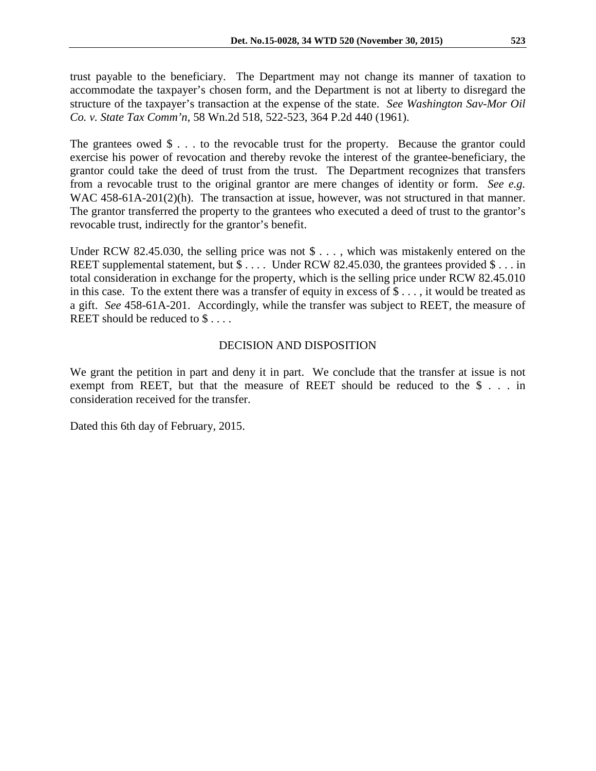trust payable to the beneficiary. The Department may not change its manner of taxation to accommodate the taxpayer's chosen form, and the Department is not at liberty to disregard the structure of the taxpayer's transaction at the expense of the state. *See Washington Sav-Mor Oil Co. v. State Tax Comm'n*, 58 Wn.2d 518, 522-523, 364 P.2d 440 (1961).

The grantees owed $ . . . to the revocable trust for the property. Because the grantor could exercise his power of revocation and thereby revoke the interest of the grantee-beneficiary, the grantor could take the deed of trust from the trust. The Department recognizes that transfers from a revocable trust to the original grantor are mere changes of identity or form. *See e.g.* WAC 458-61A-201(2)(h). The transaction at issue, however, was not structured in that manner. The grantor transferred the property to the grantees who executed a deed of trust to the grantor's revocable trust, indirectly for the grantor's benefit.

Under RCW 82.45.030, the selling price was not $ . . . , which was mistakenly entered on the REET supplemental statement, but $ . . . . Under RCW 82.45.030, the grantees provided $ . . . in total consideration in exchange for the property, which is the selling price under RCW 82.45.010 in this case. To the extent there was a transfer of equity in excess of $ . . . , it would be treated as a gift. *See* 458-61A-201. Accordingly, while the transfer was subject to REET, the measure of REET should be reduced to $ . . . .

## DECISION AND DISPOSITION

We grant the petition in part and deny it in part. We conclude that the transfer at issue is not exempt from REET, but that the measure of REET should be reduced to the $ . . . in consideration received for the transfer.

Dated this 6th day of February, 2015.